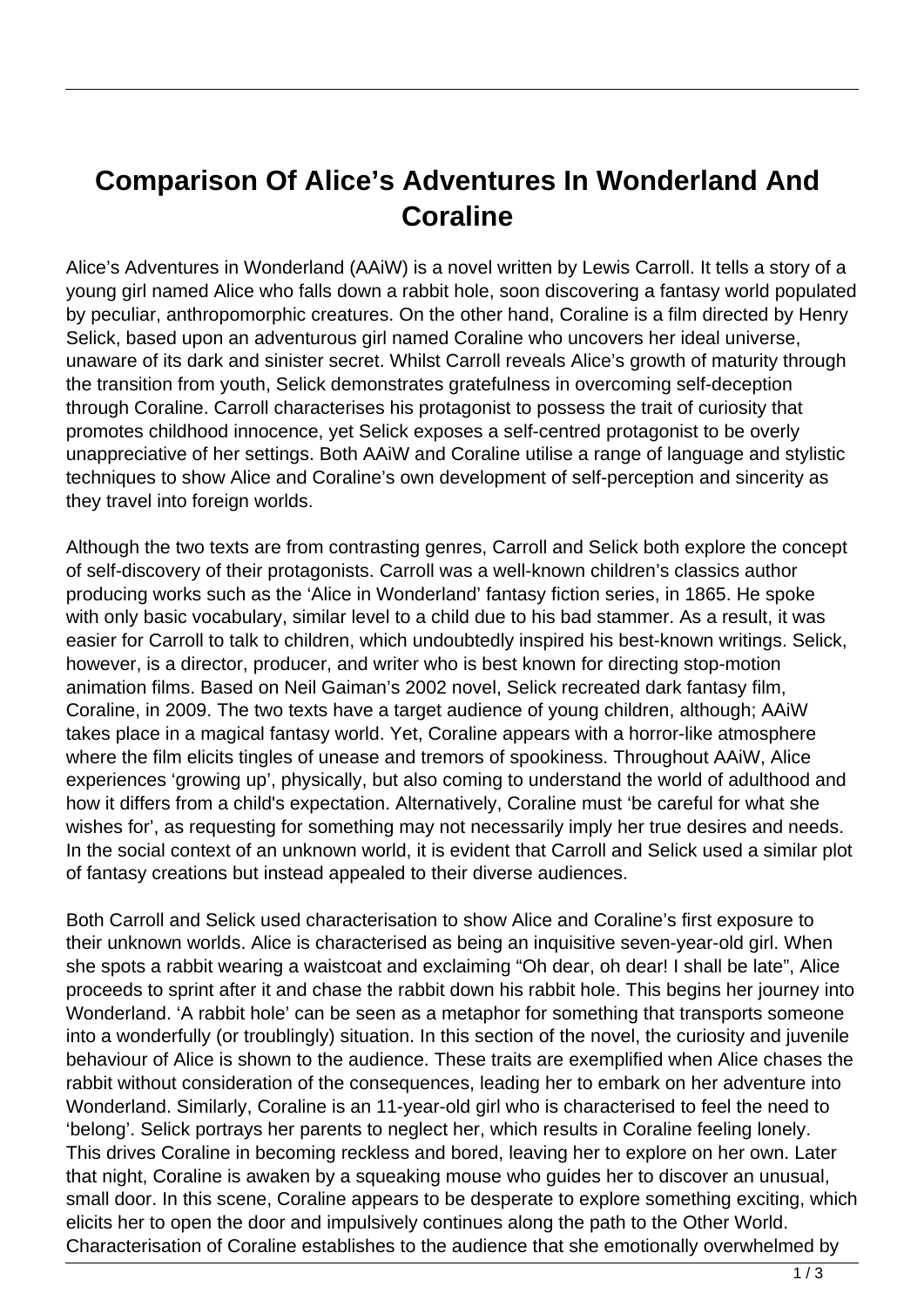# Comparison Of Alice's Adventures In Wonderland And Coraline

Alice's Adventures in Wonderland (AAiW) is a novel written by Lewis Carroll. It tells a story of a young girl named Alice who falls down a rabbit hole, soon discovering a fantasy world populated by peculiar, anthropomorphic creatures. On the other hand, Coraline is a film directed by Henry Selick, based upon an adventurous girl named Coraline who uncovers her ideal universe, unaware of its dark and sinister secret. Whilst Carroll reveals Alice's growth of maturity through the transition from youth, Selick demonstrates gratefulness in overcoming self-deception through Coraline. Carroll characterises his protagonist to possess the trait of curiosity that promotes childhood innocence, yet Selick exposes a self-centred protagonist to be overly unappreciative of her settings. Both AAiW and Coraline utilise a range of language and stylistic techniques to show Alice and Coraline's own development of self-perception and sincerity as they travel into foreign worlds.

Although the two texts are from contrasting genres, Carroll and Selick both explore the concept of self-discovery of their protagonists. Carroll was a well-known children's classics author producing works such as the 'Alice in Wonderland' fantasy fiction series, in 1865. He spoke with only basic vocabulary, similar level to a child due to his bad stammer. As a result, it was easier for Carroll to talk to children, which undoubtedly inspired his best-known writings. Selick, however, is a director, producer, and writer who is best known for directing stop-motion animation films. Based on Neil Gaiman's 2002 novel, Selick recreated dark fantasy film, Coraline, in 2009. The two texts have a target audience of young children, although; AAiW takes place in a magical fantasy world. Yet, Coraline appears with a horror-like atmosphere where the film elicits tingles of unease and tremors of spookiness. Throughout AAiW, Alice experiences 'growing up', physically, but also coming to understand the world of adulthood and how it differs from a child's expectation. Alternatively, Coraline must 'be careful for what she wishes for', as requesting for something may not necessarily imply her true desires and needs. In the social context of an unknown world, it is evident that Carroll and Selick used a similar plot of fantasy creations but instead appealed to their diverse audiences.

Both Carroll and Selick used characterisation to show Alice and Coraline's first exposure to their unknown worlds. Alice is characterised as being an inquisitive seven-year-old girl. When she spots a rabbit wearing a waistcoat and exclaiming "Oh dear, oh dear! I shall be late", Alice proceeds to sprint after it and chase the rabbit down his rabbit hole. This begins her journey into Wonderland. 'A rabbit hole' can be seen as a metaphor for something that transports someone into a wonderfully (or troublingly) situation. In this section of the novel, the curiosity and juvenile behaviour of Alice is shown to the audience. These traits are exemplified when Alice chases the rabbit without consideration of the consequences, leading her to embark on her adventure into Wonderland. Similarly, Coraline is an 11-year-old girl who is characterised to feel the need to 'belong'. Selick portrays her parents to neglect her, which results in Coraline feeling lonely. This drives Coraline in becoming reckless and bored, leaving her to explore on her own. Later that night, Coraline is awaken by a squeaking mouse who guides her to discover an unusual, small door. In this scene, Coraline appears to be desperate to explore something exciting, which elicits her to open the door and impulsively continues along the path to the Other World. Characterisation of Coraline establishes to the audience that she emotionally overwhelmed by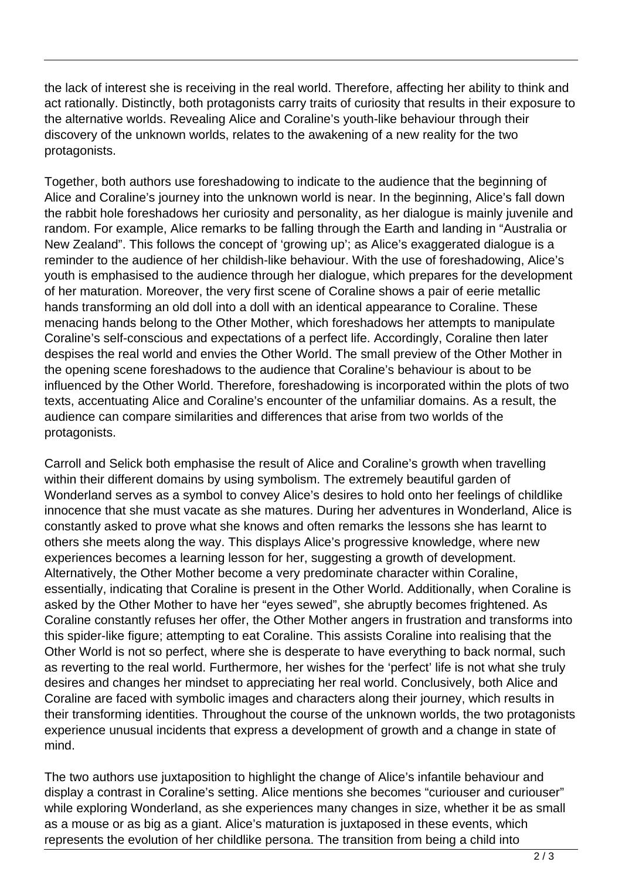the lack of interest she is receiving in the real world. Therefore, affecting her ability to think and act rationally. Distinctly, both protagonists carry traits of curiosity that results in their exposure to the alternative worlds. Revealing Alice and Coraline's youth-like behaviour through their discovery of the unknown worlds, relates to the awakening of a new reality for the two protagonists.

Together, both authors use foreshadowing to indicate to the audience that the beginning of Alice and Coraline's journey into the unknown world is near. In the beginning, Alice's fall down the rabbit hole foreshadows her curiosity and personality, as her dialogue is mainly juvenile and random. For example, Alice remarks to be falling through the Earth and landing in "Australia or New Zealand". This follows the concept of 'growing up'; as Alice's exaggerated dialogue is a reminder to the audience of her childish-like behaviour. With the use of foreshadowing, Alice's youth is emphasised to the audience through her dialogue, which prepares for the development of her maturation. Moreover, the very first scene of Coraline shows a pair of eerie metallic hands transforming an old doll into a doll with an identical appearance to Coraline. These menacing hands belong to the Other Mother, which foreshadows her attempts to manipulate Coraline's self-conscious and expectations of a perfect life. Accordingly, Coraline then later despises the real world and envies the Other World. The small preview of the Other Mother in the opening scene foreshadows to the audience that Coraline's behaviour is about to be influenced by the Other World. Therefore, foreshadowing is incorporated within the plots of two texts, accentuating Alice and Coraline's encounter of the unfamiliar domains. As a result, the audience can compare similarities and differences that arise from two worlds of the protagonists.

Carroll and Selick both emphasise the result of Alice and Coraline's growth when travelling within their different domains by using symbolism. The extremely beautiful garden of Wonderland serves as a symbol to convey Alice's desires to hold onto her feelings of childlike innocence that she must vacate as she matures. During her adventures in Wonderland, Alice is constantly asked to prove what she knows and often remarks the lessons she has learnt to others she meets along the way. This displays Alice's progressive knowledge, where new experiences becomes a learning lesson for her, suggesting a growth of development. Alternatively, the Other Mother become a very predominate character within Coraline, essentially, indicating that Coraline is present in the Other World. Additionally, when Coraline is asked by the Other Mother to have her "eyes sewed", she abruptly becomes frightened. As Coraline constantly refuses her offer, the Other Mother angers in frustration and transforms into this spider-like figure; attempting to eat Coraline. This assists Coraline into realising that the Other World is not so perfect, where she is desperate to have everything to back normal, such as reverting to the real world. Furthermore, her wishes for the 'perfect' life is not what she truly desires and changes her mindset to appreciating her real world. Conclusively, both Alice and Coraline are faced with symbolic images and characters along their journey, which results in their transforming identities. Throughout the course of the unknown worlds, the two protagonists experience unusual incidents that express a development of growth and a change in state of mind.

The two authors use juxtaposition to highlight the change of Alice's infantile behaviour and display a contrast in Coraline's setting. Alice mentions she becomes "curiouser and curiouser" while exploring Wonderland, as she experiences many changes in size, whether it be as small as a mouse or as big as a giant. Alice's maturation is juxtaposed in these events, which represents the evolution of her childlike persona. The transition from being a child into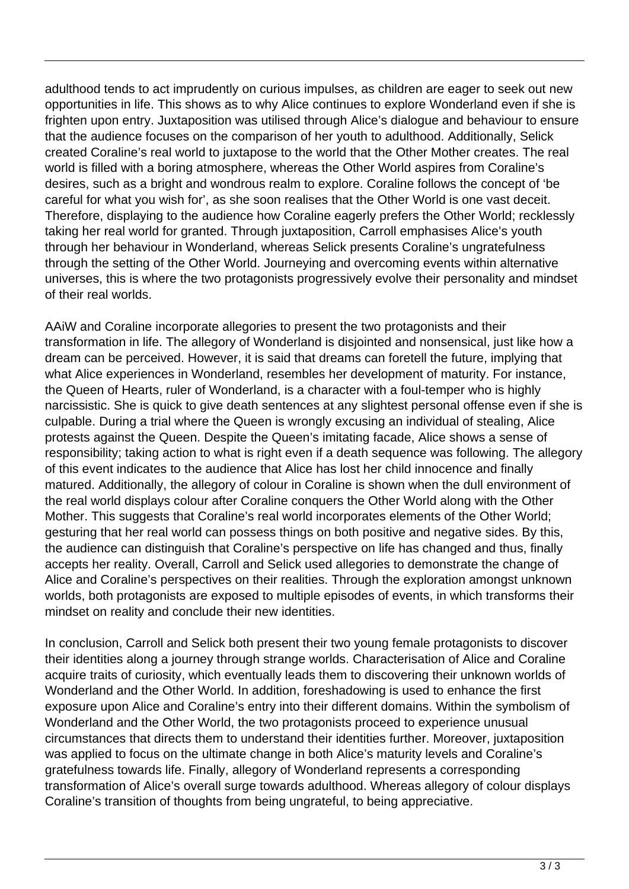adulthood tends to act imprudently on curious impulses, as children are eager to seek out new opportunities in life. This shows as to why Alice continues to explore Wonderland even if she is frighten upon entry. Juxtaposition was utilised through Alice's dialogue and behaviour to ensure that the audience focuses on the comparison of her youth to adulthood. Additionally, Selick created Coraline's real world to juxtapose to the world that the Other Mother creates. The real world is filled with a boring atmosphere, whereas the Other World aspires from Coraline's desires, such as a bright and wondrous realm to explore. Coraline follows the concept of 'be careful for what you wish for', as she soon realises that the Other World is one vast deceit. Therefore, displaying to the audience how Coraline eagerly prefers the Other World; recklessly taking her real world for granted. Through juxtaposition, Carroll emphasises Alice's youth through her behaviour in Wonderland, whereas Selick presents Coraline's ungratefulness through the setting of the Other World. Journeying and overcoming events within alternative universes, this is where the two protagonists progressively evolve their personality and mindset of their real worlds.

AAiW and Coraline incorporate allegories to present the two protagonists and their transformation in life. The allegory of Wonderland is disjointed and nonsensical, just like how a dream can be perceived. However, it is said that dreams can foretell the future, implying that what Alice experiences in Wonderland, resembles her development of maturity. For instance, the Queen of Hearts, ruler of Wonderland, is a character with a foul-temper who is highly narcissistic. She is quick to give death sentences at any slightest personal offense even if she is culpable. During a trial where the Queen is wrongly excusing an individual of stealing, Alice protests against the Queen. Despite the Queen's imitating facade, Alice shows a sense of responsibility; taking action to what is right even if a death sequence was following. The allegory of this event indicates to the audience that Alice has lost her child innocence and finally matured. Additionally, the allegory of colour in Coraline is shown when the dull environment of the real world displays colour after Coraline conquers the Other World along with the Other Mother. This suggests that Coraline's real world incorporates elements of the Other World; gesturing that her real world can possess things on both positive and negative sides. By this, the audience can distinguish that Coraline's perspective on life has changed and thus, finally accepts her reality. Overall, Carroll and Selick used allegories to demonstrate the change of Alice and Coraline's perspectives on their realities. Through the exploration amongst unknown worlds, both protagonists are exposed to multiple episodes of events, in which transforms their mindset on reality and conclude their new identities.

In conclusion, Carroll and Selick both present their two young female protagonists to discover their identities along a journey through strange worlds. Characterisation of Alice and Coraline acquire traits of curiosity, which eventually leads them to discovering their unknown worlds of Wonderland and the Other World. In addition, foreshadowing is used to enhance the first exposure upon Alice and Coraline's entry into their different domains. Within the symbolism of Wonderland and the Other World, the two protagonists proceed to experience unusual circumstances that directs them to understand their identities further. Moreover, juxtaposition was applied to focus on the ultimate change in both Alice's maturity levels and Coraline's gratefulness towards life. Finally, allegory of Wonderland represents a corresponding transformation of Alice's overall surge towards adulthood. Whereas allegory of colour displays Coraline's transition of thoughts from being ungrateful, to being appreciative.